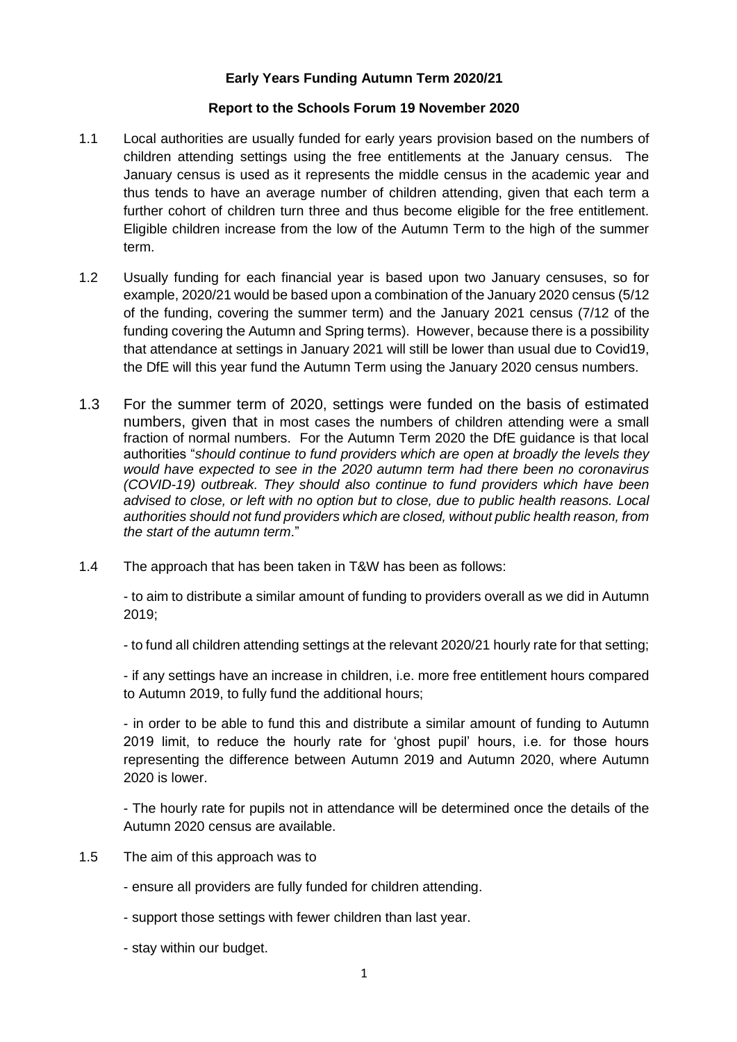**Early Years Funding Autumn Term 2020/21**

**Report to the Schools Forum 19 November 2020**

1.1 Local authorities are usually funded for early years provision based on the numbers of children attending settings using the free entitlements at the January census. The January census is used as it represents the middle census in the academic year and thus tends to have an average number of children attending, given that each term a further cohort of children turn three and thus become eligible for the free entitlement. Eligible children increase from the low of the Autumn Term to the high of the summer term.

1.2 Usually funding for each financial year is based upon two January censuses, so for example, 2020/21 would be based upon a combination of the January 2020 census (5/12 of the funding, covering the summer term) and the January 2021 census (7/12 of the funding covering the Autumn and Spring terms). However, because there is a possibility that attendance at settings in January 2021 will still be lower than usual due to Covid19, the DfE will this year fund the Autumn Term using the January 2020 census numbers.

1.3 For the summer term of 2020, settings were funded on the basis of estimated numbers, given that in most cases the numbers of children attending were a small fraction of normal numbers. For the Autumn Term 2020 the DfE guidance is that local authorities "*should continue to fund providers which are open at broadly the levels they would have expected to see in the 2020 autumn term had there been no coronavirus (COVID-19) outbreak. They should also continue to fund providers which have been advised to close, or left with no option but to close, due to public health reasons. Local authorities should not fund providers which are closed, without public health reason, from the start of the autumn term*."

1.4 The approach that has been taken in T&W has been as follows:

- to aim to distribute a similar amount of funding to providers overall as we did in Autumn 2019;

- to fund all children attending settings at the relevant 2020/21 hourly rate for that setting;

- if any settings have an increase in children, i.e. more free entitlement hours compared to Autumn 2019, to fully fund the additional hours;

- in order to be able to fund this and distribute a similar amount of funding to Autumn 2019 limit, to reduce the hourly rate for 'ghost pupil' hours, i.e. for those hours representing the difference between Autumn 2019 and Autumn 2020, where Autumn 2020 is lower.

- The hourly rate for pupils not in attendance will be determined once the details of the Autumn 2020 census are available.

1.5 The aim of this approach was to

- ensure all providers are fully funded for children attending.

- support those settings with fewer children than last year.

- stay within our budget.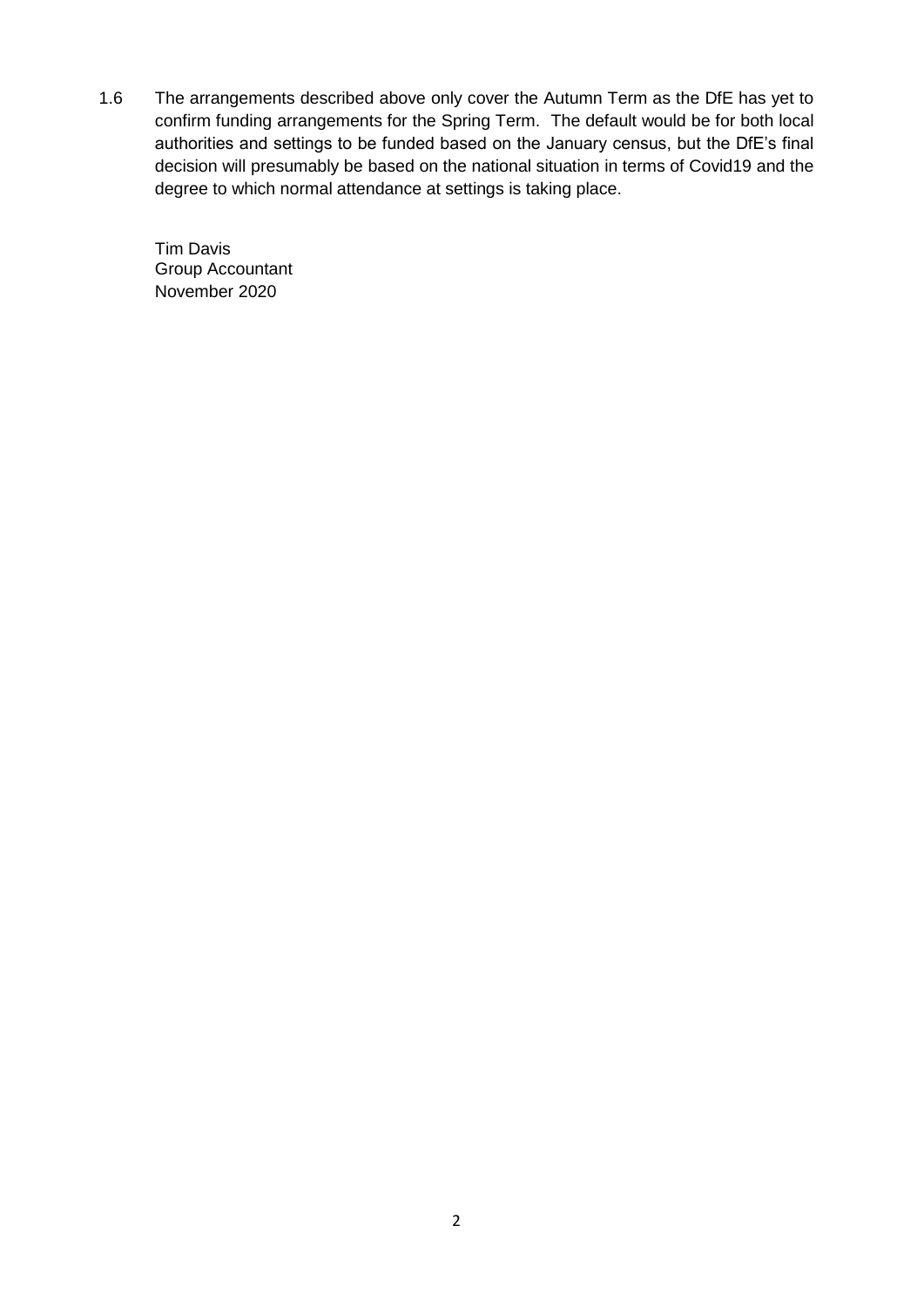1.6 The arrangements described above only cover the Autumn Term as the DfE has yet to confirm funding arrangements for the Spring Term. The default would be for both local authorities and settings to be funded based on the January census, but the DfE's final decision will presumably be based on the national situation in terms of Covid19 and the degree to which normal attendance at settings is taking place.

Tim Davis
Group Accountant
November 2020